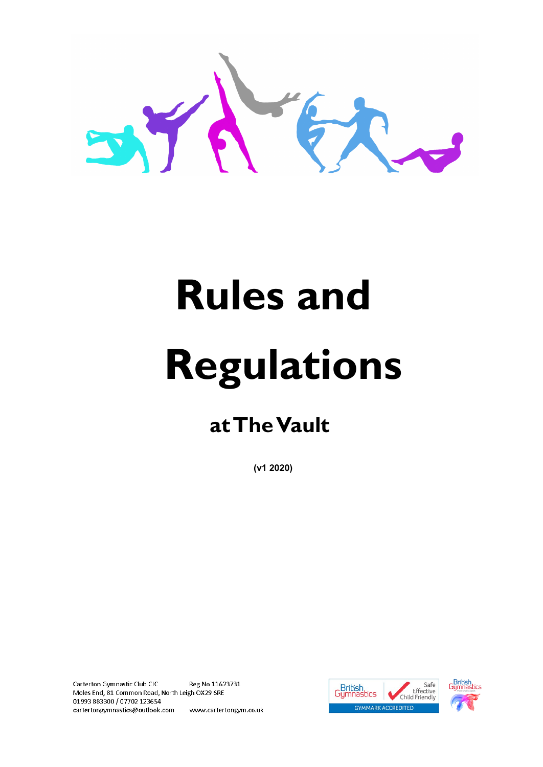# Rules and Regulations

## at The Vault

**(v1 2020)**

Carterton Gymnastic Club CIC Reg No 11623731
Moles End, 81 Common Road, North Leigh OX29 6RE
01993 883300 / 07702 123654
cartertongymnastics@outlook.com www.cartertongym.co.uk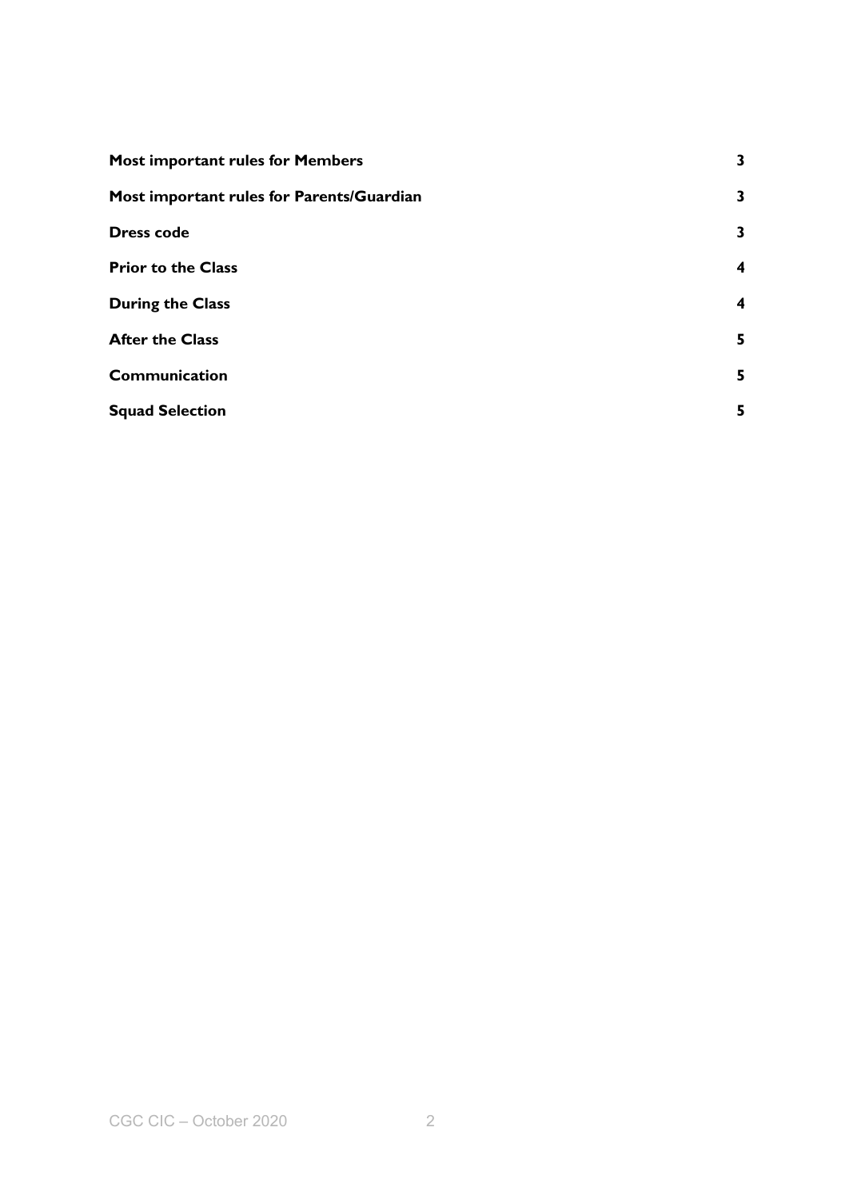| | |
|---|---|
| **Most important rules for Members** | **3** |
| **Most important rules for Parents/Guardian** | **3** |
| **Dress code** | **3** |
| **Prior to the Class** | **4** |
| **During the Class** | **4** |
| **After the Class** | **5** |
| **Communication** | **5** |
| **Squad Selection** | **5** |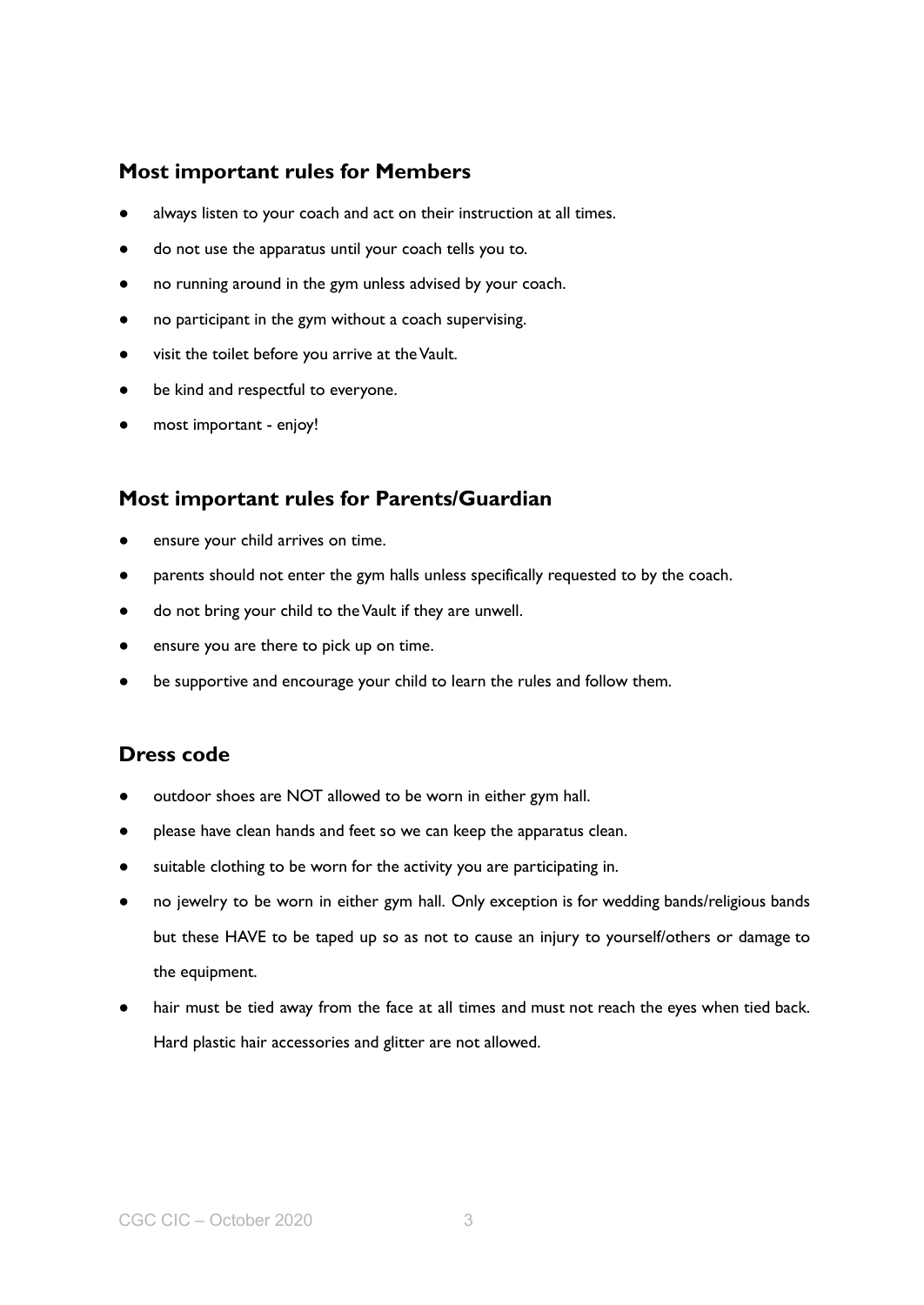## Most important rules for Members

- always listen to your coach and act on their instruction at all times.
- do not use the apparatus until your coach tells you to.
- no running around in the gym unless advised by your coach.
- no participant in the gym without a coach supervising.
- visit the toilet before you arrive at the Vault.
- be kind and respectful to everyone.
- most important - enjoy!

## Most important rules for Parents/Guardian

- ensure your child arrives on time.
- parents should not enter the gym halls unless specifically requested to by the coach.
- do not bring your child to the Vault if they are unwell.
- ensure you are there to pick up on time.
- be supportive and encourage your child to learn the rules and follow them.

## Dress code

- outdoor shoes are NOT allowed to be worn in either gym hall.
- please have clean hands and feet so we can keep the apparatus clean.
- suitable clothing to be worn for the activity you are participating in.
- no jewelry to be worn in either gym hall. Only exception is for wedding bands/religious bands but these HAVE to be taped up so as not to cause an injury to yourself/others or damage to the equipment.
- hair must be tied away from the face at all times and must not reach the eyes when tied back. Hard plastic hair accessories and glitter are not allowed.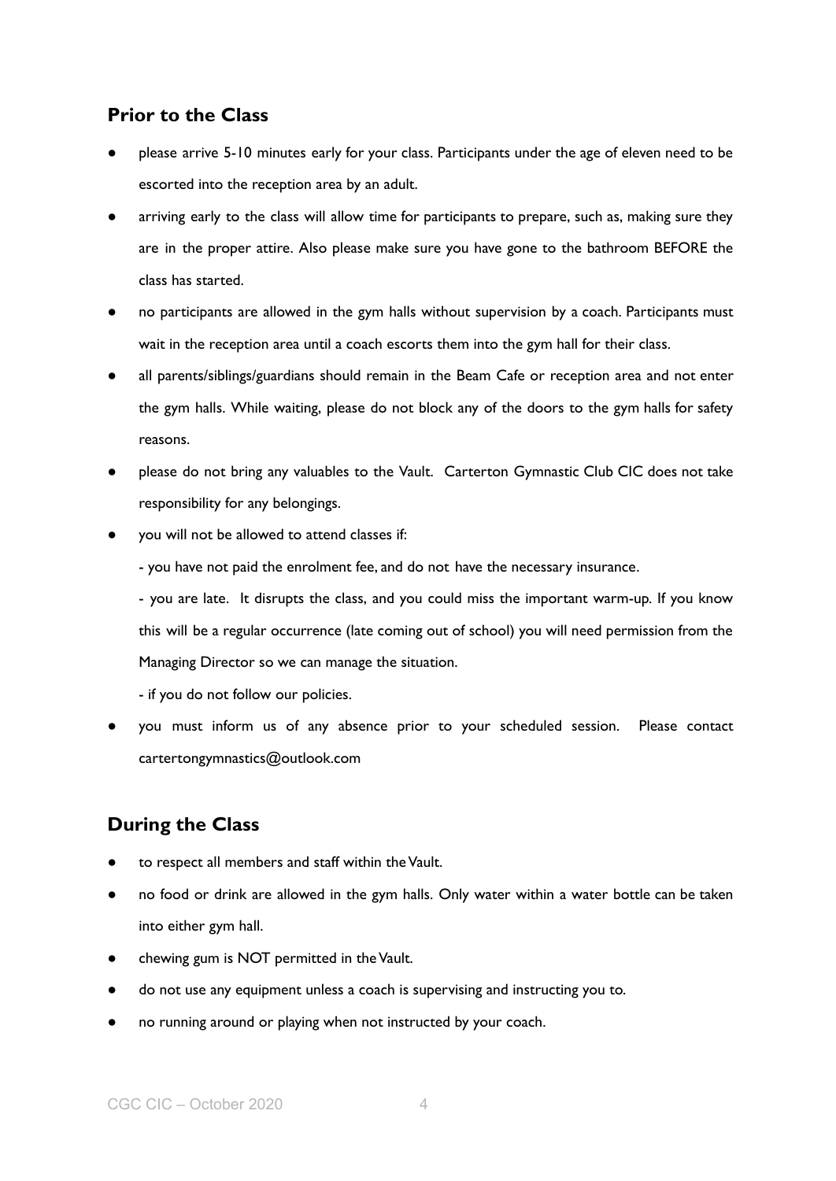## Prior to the Class

- please arrive 5-10 minutes early for your class. Participants under the age of eleven need to be escorted into the reception area by an adult.
- arriving early to the class will allow time for participants to prepare, such as, making sure they are in the proper attire. Also please make sure you have gone to the bathroom BEFORE the class has started.
- no participants are allowed in the gym halls without supervision by a coach. Participants must wait in the reception area until a coach escorts them into the gym hall for their class.
- all parents/siblings/guardians should remain in the Beam Cafe or reception area and not enter the gym halls. While waiting, please do not block any of the doors to the gym halls for safety reasons.
- please do not bring any valuables to the Vault. Carterton Gymnastic Club CIC does not take responsibility for any belongings.
- you will not be allowed to attend classes if:

  - you have not paid the enrolment fee, and do not have the necessary insurance.

  - you are late. It disrupts the class, and you could miss the important warm-up. If you know this will be a regular occurrence (late coming out of school) you will need permission from the Managing Director so we can manage the situation.

  - if you do not follow our policies.
- you must inform us of any absence prior to your scheduled session. Please contact cartertongymnastics@outlook.com

## During the Class

- to respect all members and staff within the Vault.
- no food or drink are allowed in the gym halls. Only water within a water bottle can be taken into either gym hall.
- chewing gum is NOT permitted in the Vault.
- do not use any equipment unless a coach is supervising and instructing you to.
- no running around or playing when not instructed by your coach.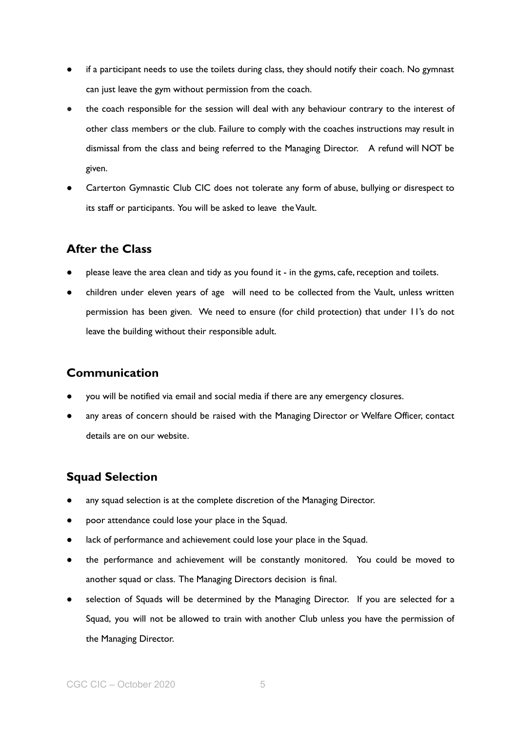- if a participant needs to use the toilets during class, they should notify their coach. No gymnast can just leave the gym without permission from the coach.
- the coach responsible for the session will deal with any behaviour contrary to the interest of other class members or the club. Failure to comply with the coaches instructions may result in dismissal from the class and being referred to the Managing Director. A refund will NOT be given.
- Carterton Gymnastic Club CIC does not tolerate any form of abuse, bullying or disrespect to its staff or participants. You will be asked to leave the Vault.

## After the Class

- please leave the area clean and tidy as you found it - in the gyms, cafe, reception and toilets.
- children under eleven years of age will need to be collected from the Vault, unless written permission has been given. We need to ensure (for child protection) that under 11's do not leave the building without their responsible adult.

## Communication

- you will be notified via email and social media if there are any emergency closures.
- any areas of concern should be raised with the Managing Director or Welfare Officer, contact details are on our website.

## Squad Selection

- any squad selection is at the complete discretion of the Managing Director.
- poor attendance could lose your place in the Squad.
- lack of performance and achievement could lose your place in the Squad.
- the performance and achievement will be constantly monitored. You could be moved to another squad or class. The Managing Directors decision is final.
- selection of Squads will be determined by the Managing Director. If you are selected for a Squad, you will not be allowed to train with another Club unless you have the permission of the Managing Director.